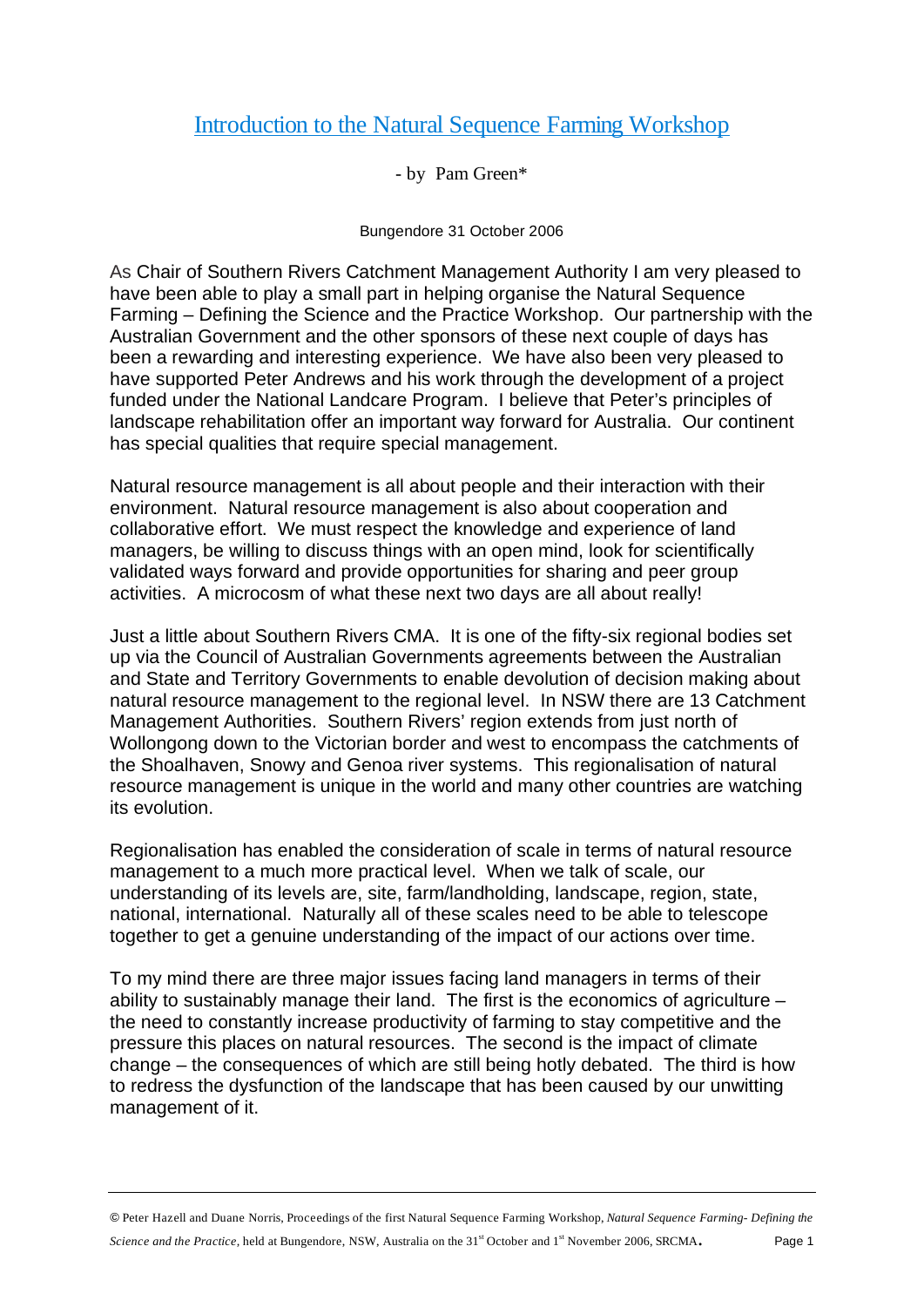# Introduction to the Natural Sequence Farming Workshop

- by Pam Green*

Bungendore 31 October 2006

As Chair of Southern Rivers Catchment Management Authority I am very pleased to have been able to play a small part in helping organise the Natural Sequence Farming – Defining the Science and the Practice Workshop. Our partnership with the Australian Government and the other sponsors of these next couple of days has been a rewarding and interesting experience. We have also been very pleased to have supported Peter Andrews and his work through the development of a project funded under the National Landcare Program. I believe that Peter's principles of landscape rehabilitation offer an important way forward for Australia. Our continent has special qualities that require special management.

Natural resource management is all about people and their interaction with their environment. Natural resource management is also about cooperation and collaborative effort. We must respect the knowledge and experience of land managers, be willing to discuss things with an open mind, look for scientifically validated ways forward and provide opportunities for sharing and peer group activities. A microcosm of what these next two days are all about really!

Just a little about Southern Rivers CMA. It is one of the fifty-six regional bodies set up via the Council of Australian Governments agreements between the Australian and State and Territory Governments to enable devolution of decision making about natural resource management to the regional level. In NSW there are 13 Catchment Management Authorities. Southern Rivers' region extends from just north of Wollongong down to the Victorian border and west to encompass the catchments of the Shoalhaven, Snowy and Genoa river systems. This regionalisation of natural resource management is unique in the world and many other countries are watching its evolution.

Regionalisation has enabled the consideration of scale in terms of natural resource management to a much more practical level. When we talk of scale, our understanding of its levels are, site, farm/landholding, landscape, region, state, national, international. Naturally all of these scales need to be able to telescope together to get a genuine understanding of the impact of our actions over time.

To my mind there are three major issues facing land managers in terms of their ability to sustainably manage their land. The first is the economics of agriculture – the need to constantly increase productivity of farming to stay competitive and the pressure this places on natural resources. The second is the impact of climate change – the consequences of which are still being hotly debated. The third is how to redress the dysfunction of the landscape that has been caused by our unwitting management of it.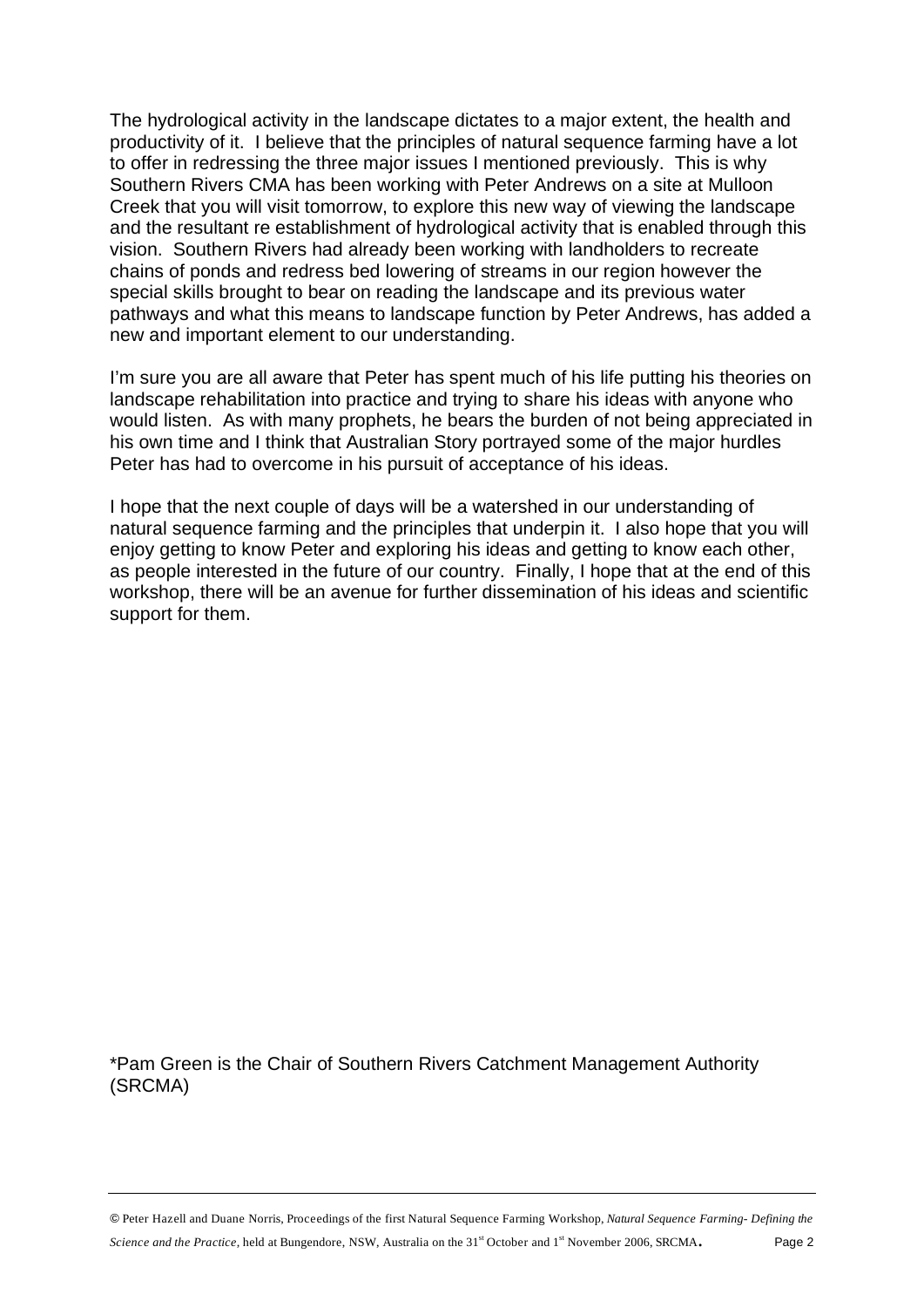The hydrological activity in the landscape dictates to a major extent, the health and productivity of it. I believe that the principles of natural sequence farming have a lot to offer in redressing the three major issues I mentioned previously. This is why Southern Rivers CMA has been working with Peter Andrews on a site at Mulloon Creek that you will visit tomorrow, to explore this new way of viewing the landscape and the resultant re establishment of hydrological activity that is enabled through this vision. Southern Rivers had already been working with landholders to recreate chains of ponds and redress bed lowering of streams in our region however the special skills brought to bear on reading the landscape and its previous water pathways and what this means to landscape function by Peter Andrews, has added a new and important element to our understanding.

I'm sure you are all aware that Peter has spent much of his life putting his theories on landscape rehabilitation into practice and trying to share his ideas with anyone who would listen. As with many prophets, he bears the burden of not being appreciated in his own time and I think that Australian Story portrayed some of the major hurdles Peter has had to overcome in his pursuit of acceptance of his ideas.

I hope that the next couple of days will be a watershed in our understanding of natural sequence farming and the principles that underpin it. I also hope that you will enjoy getting to know Peter and exploring his ideas and getting to know each other, as people interested in the future of our country. Finally, I hope that at the end of this workshop, there will be an avenue for further dissemination of his ideas and scientific support for them.

*Pam Green is the Chair of Southern Rivers Catchment Management Authority (SRCMA)